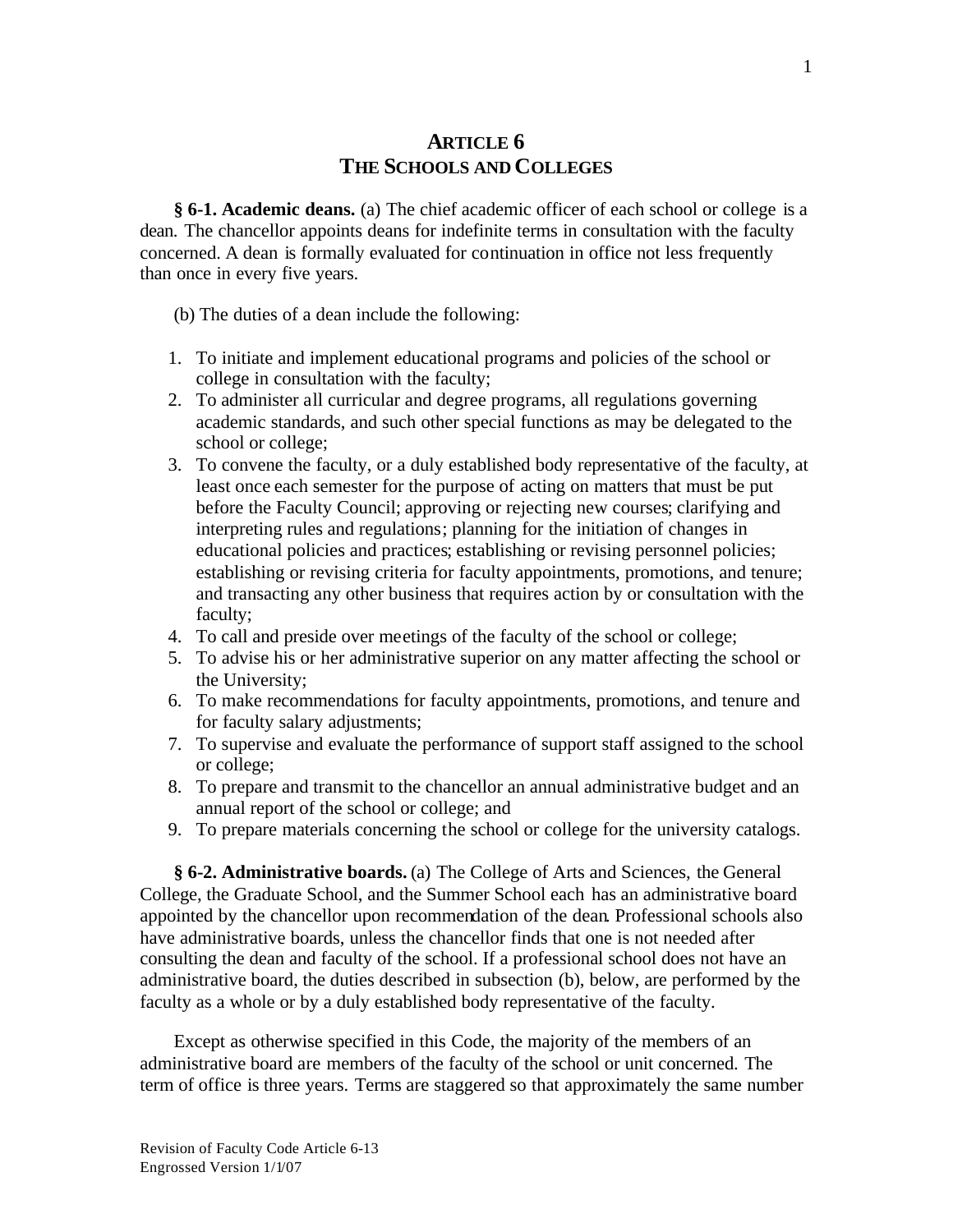# ARTICLE 6
# THE SCHOOLS AND COLLEGES

**§ 6-1. Academic deans.** (a) The chief academic officer of each school or college is a dean. The chancellor appoints deans for indefinite terms in consultation with the faculty concerned. A dean is formally evaluated for continuation in office not less frequently than once in every five years.

(b) The duties of a dean include the following:

1. To initiate and implement educational programs and policies of the school or college in consultation with the faculty;
2. To administer all curricular and degree programs, all regulations governing academic standards, and such other special functions as may be delegated to the school or college;
3. To convene the faculty, or a duly established body representative of the faculty, at least once each semester for the purpose of acting on matters that must be put before the Faculty Council; approving or rejecting new courses; clarifying and interpreting rules and regulations; planning for the initiation of changes in educational policies and practices; establishing or revising personnel policies; establishing or revising criteria for faculty appointments, promotions, and tenure; and transacting any other business that requires action by or consultation with the faculty;
4. To call and preside over meetings of the faculty of the school or college;
5. To advise his or her administrative superior on any matter affecting the school or the University;
6. To make recommendations for faculty appointments, promotions, and tenure and for faculty salary adjustments;
7. To supervise and evaluate the performance of support staff assigned to the school or college;
8. To prepare and transmit to the chancellor an annual administrative budget and an annual report of the school or college; and
9. To prepare materials concerning the school or college for the university catalogs.

**§ 6-2. Administrative boards.** (a) The College of Arts and Sciences, the General College, the Graduate School, and the Summer School each has an administrative board appointed by the chancellor upon recommendation of the dean. Professional schools also have administrative boards, unless the chancellor finds that one is not needed after consulting the dean and faculty of the school. If a professional school does not have an administrative board, the duties described in subsection (b), below, are performed by the faculty as a whole or by a duly established body representative of the faculty.

Except as otherwise specified in this Code, the majority of the members of an administrative board are members of the faculty of the school or unit concerned. The term of office is three years. Terms are staggered so that approximately the same number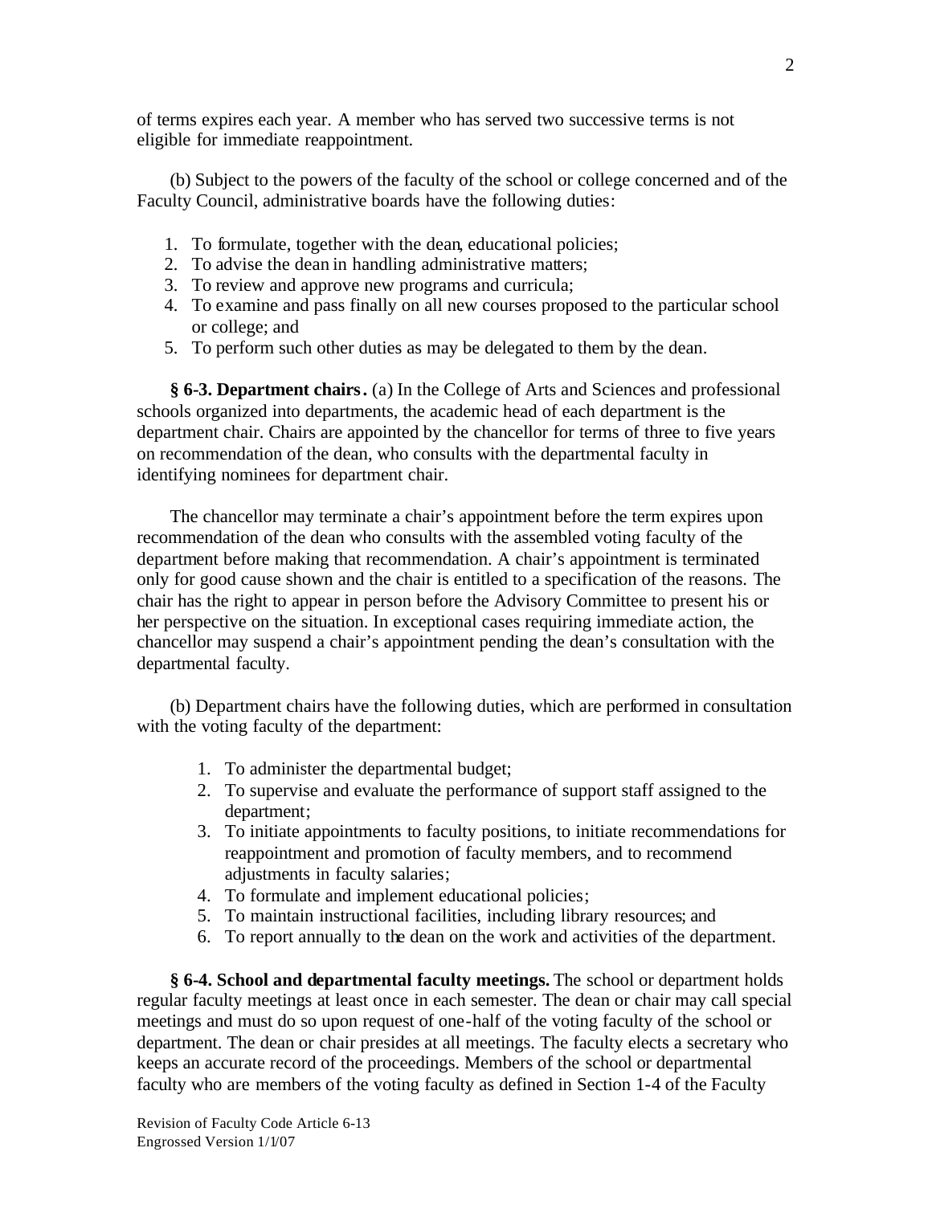of terms expires each year. A member who has served two successive terms is not eligible for immediate reappointment.

(b) Subject to the powers of the faculty of the school or college concerned and of the Faculty Council, administrative boards have the following duties:

1. To formulate, together with the dean, educational policies;
2. To advise the dean in handling administrative matters;
3. To review and approve new programs and curricula;
4. To examine and pass finally on all new courses proposed to the particular school or college; and
5. To perform such other duties as may be delegated to them by the dean.

**§ 6-3. Department chairs.** (a) In the College of Arts and Sciences and professional schools organized into departments, the academic head of each department is the department chair. Chairs are appointed by the chancellor for terms of three to five years on recommendation of the dean, who consults with the departmental faculty in identifying nominees for department chair.

The chancellor may terminate a chair's appointment before the term expires upon recommendation of the dean who consults with the assembled voting faculty of the department before making that recommendation. A chair's appointment is terminated only for good cause shown and the chair is entitled to a specification of the reasons. The chair has the right to appear in person before the Advisory Committee to present his or her perspective on the situation. In exceptional cases requiring immediate action, the chancellor may suspend a chair's appointment pending the dean's consultation with the departmental faculty.

(b) Department chairs have the following duties, which are performed in consultation with the voting faculty of the department:

1. To administer the departmental budget;
2. To supervise and evaluate the performance of support staff assigned to the department;
3. To initiate appointments to faculty positions, to initiate recommendations for reappointment and promotion of faculty members, and to recommend adjustments in faculty salaries;
4. To formulate and implement educational policies;
5. To maintain instructional facilities, including library resources; and
6. To report annually to the dean on the work and activities of the department.

**§ 6-4. School and departmental faculty meetings.** The school or department holds regular faculty meetings at least once in each semester. The dean or chair may call special meetings and must do so upon request of one-half of the voting faculty of the school or department. The dean or chair presides at all meetings. The faculty elects a secretary who keeps an accurate record of the proceedings. Members of the school or departmental faculty who are members of the voting faculty as defined in Section 1-4 of the Faculty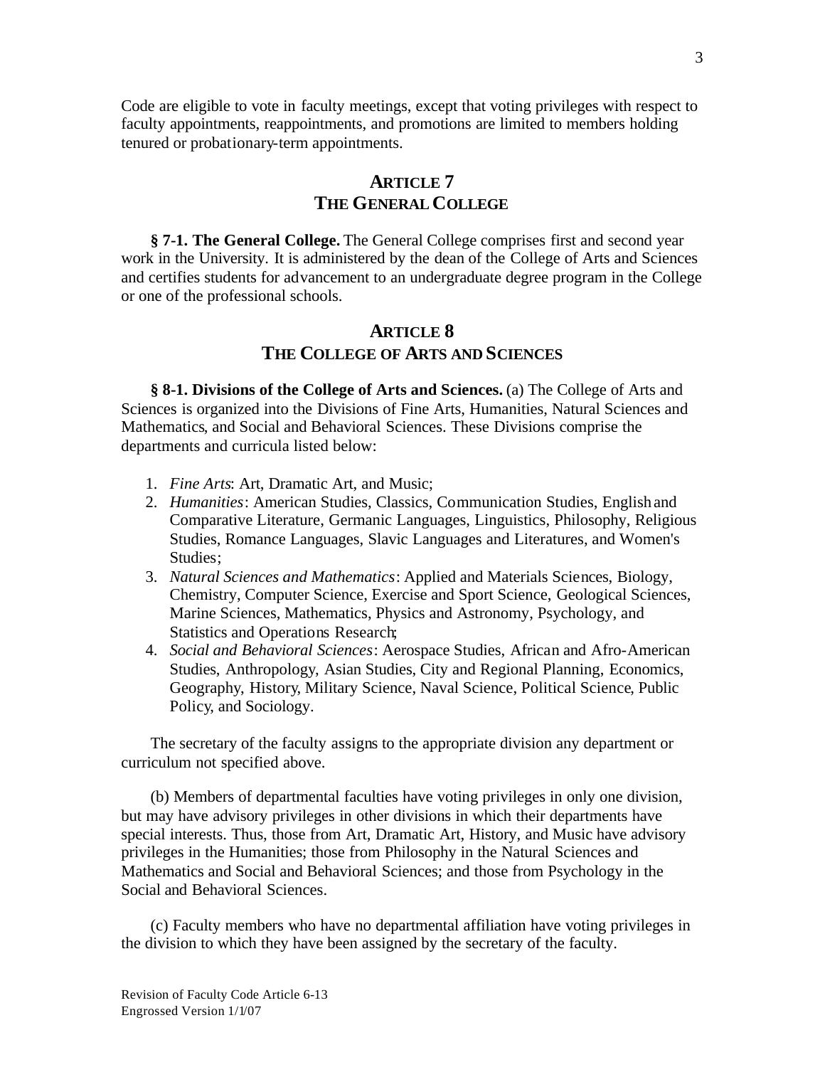Code are eligible to vote in faculty meetings, except that voting privileges with respect to faculty appointments, reappointments, and promotions are limited to members holding tenured or probationary-term appointments.

## ARTICLE 7
## THE GENERAL COLLEGE

**§ 7-1. The General College.** The General College comprises first and second year work in the University. It is administered by the dean of the College of Arts and Sciences and certifies students for advancement to an undergraduate degree program in the College or one of the professional schools.

## ARTICLE 8
## THE COLLEGE OF ARTS AND SCIENCES

**§ 8-1. Divisions of the College of Arts and Sciences.** (a) The College of Arts and Sciences is organized into the Divisions of Fine Arts, Humanities, Natural Sciences and Mathematics, and Social and Behavioral Sciences. These Divisions comprise the departments and curricula listed below:

1. *Fine Arts*: Art, Dramatic Art, and Music;
2. *Humanities*: American Studies, Classics, Communication Studies, English and Comparative Literature, Germanic Languages, Linguistics, Philosophy, Religious Studies, Romance Languages, Slavic Languages and Literatures, and Women's Studies;
3. *Natural Sciences and Mathematics*: Applied and Materials Sciences, Biology, Chemistry, Computer Science, Exercise and Sport Science, Geological Sciences, Marine Sciences, Mathematics, Physics and Astronomy, Psychology, and Statistics and Operations Research;
4. *Social and Behavioral Sciences*: Aerospace Studies, African and Afro-American Studies, Anthropology, Asian Studies, City and Regional Planning, Economics, Geography, History, Military Science, Naval Science, Political Science, Public Policy, and Sociology.

The secretary of the faculty assigns to the appropriate division any department or curriculum not specified above.

(b) Members of departmental faculties have voting privileges in only one division, but may have advisory privileges in other divisions in which their departments have special interests. Thus, those from Art, Dramatic Art, History, and Music have advisory privileges in the Humanities; those from Philosophy in the Natural Sciences and Mathematics and Social and Behavioral Sciences; and those from Psychology in the Social and Behavioral Sciences.

(c) Faculty members who have no departmental affiliation have voting privileges in the division to which they have been assigned by the secretary of the faculty.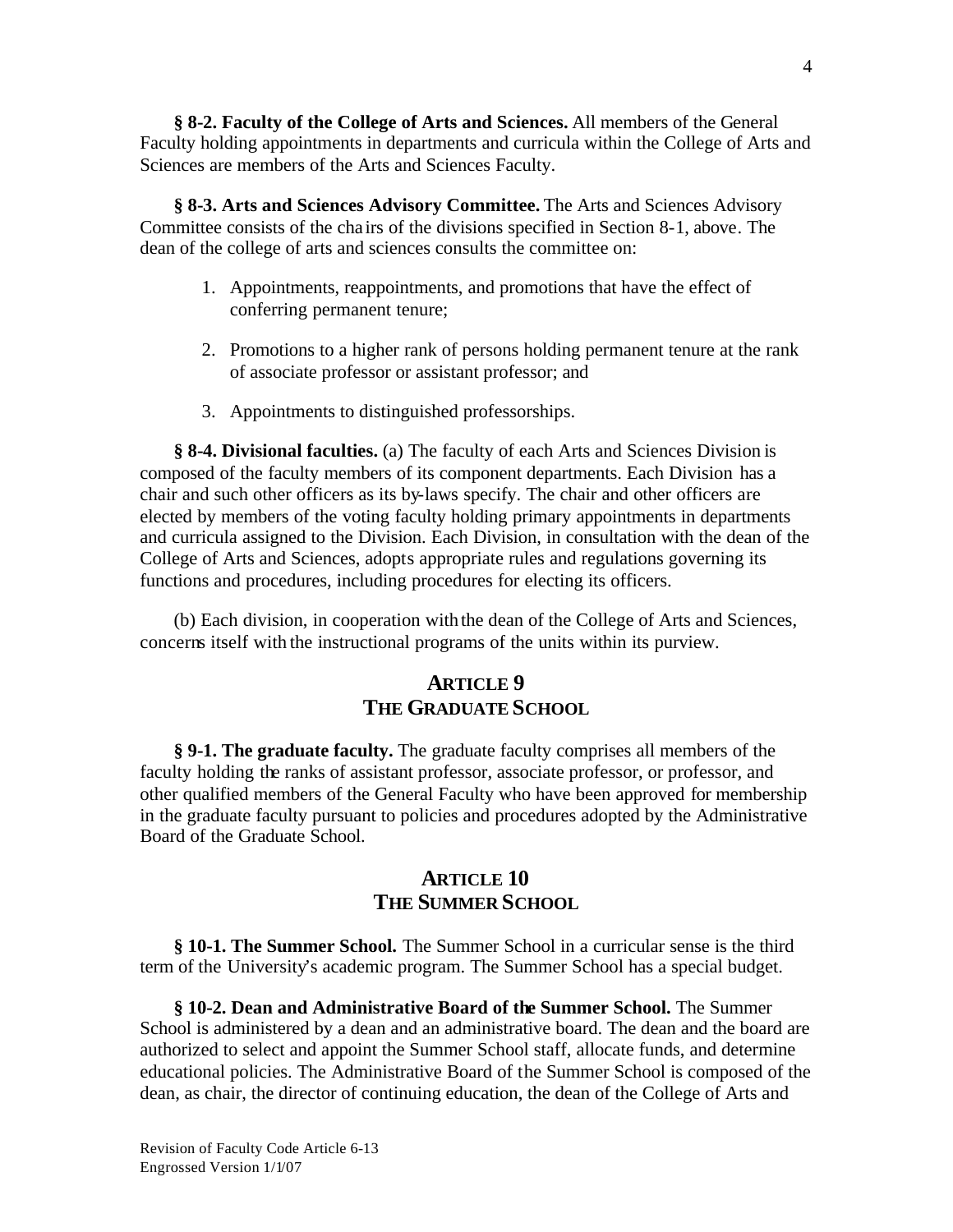**§ 8-2. Faculty of the College of Arts and Sciences.** All members of the General Faculty holding appointments in departments and curricula within the College of Arts and Sciences are members of the Arts and Sciences Faculty.

**§ 8-3. Arts and Sciences Advisory Committee.** The Arts and Sciences Advisory Committee consists of the chairs of the divisions specified in Section 8-1, above. The dean of the college of arts and sciences consults the committee on:

1. Appointments, reappointments, and promotions that have the effect of conferring permanent tenure;

2. Promotions to a higher rank of persons holding permanent tenure at the rank of associate professor or assistant professor; and

3. Appointments to distinguished professorships.

**§ 8-4. Divisional faculties.** (a) The faculty of each Arts and Sciences Division is composed of the faculty members of its component departments. Each Division has a chair and such other officers as its by-laws specify. The chair and other officers are elected by members of the voting faculty holding primary appointments in departments and curricula assigned to the Division. Each Division, in consultation with the dean of the College of Arts and Sciences, adopts appropriate rules and regulations governing its functions and procedures, including procedures for electing its officers.

(b) Each division, in cooperation with the dean of the College of Arts and Sciences, concerns itself with the instructional programs of the units within its purview.

## ARTICLE 9
## THE GRADUATE SCHOOL

**§ 9-1. The graduate faculty.** The graduate faculty comprises all members of the faculty holding the ranks of assistant professor, associate professor, or professor, and other qualified members of the General Faculty who have been approved for membership in the graduate faculty pursuant to policies and procedures adopted by the Administrative Board of the Graduate School.

## ARTICLE 10
## THE SUMMER SCHOOL

**§ 10-1. The Summer School.** The Summer School in a curricular sense is the third term of the University's academic program. The Summer School has a special budget.

**§ 10-2. Dean and Administrative Board of the Summer School.** The Summer School is administered by a dean and an administrative board. The dean and the board are authorized to select and appoint the Summer School staff, allocate funds, and determine educational policies. The Administrative Board of the Summer School is composed of the dean, as chair, the director of continuing education, the dean of the College of Arts and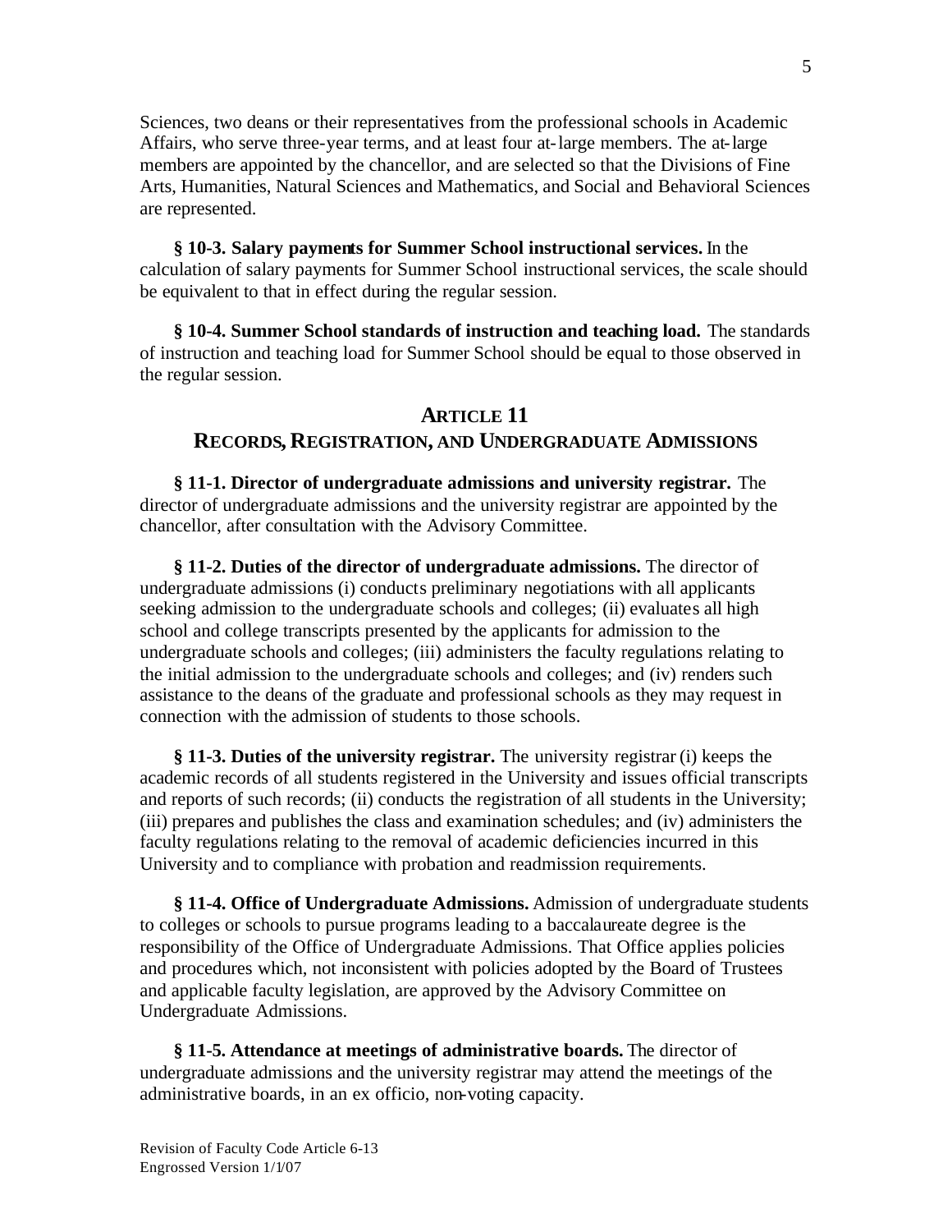Sciences, two deans or their representatives from the professional schools in Academic Affairs, who serve three-year terms, and at least four at-large members. The at-large members are appointed by the chancellor, and are selected so that the Divisions of Fine Arts, Humanities, Natural Sciences and Mathematics, and Social and Behavioral Sciences are represented.

**§ 10-3. Salary payments for Summer School instructional services.** In the calculation of salary payments for Summer School instructional services, the scale should be equivalent to that in effect during the regular session.

**§ 10-4. Summer School standards of instruction and teaching load.** The standards of instruction and teaching load for Summer School should be equal to those observed in the regular session.

## ARTICLE 11
## RECORDS, REGISTRATION, AND UNDERGRADUATE ADMISSIONS

**§ 11-1. Director of undergraduate admissions and university registrar.** The director of undergraduate admissions and the university registrar are appointed by the chancellor, after consultation with the Advisory Committee.

**§ 11-2. Duties of the director of undergraduate admissions.** The director of undergraduate admissions (i) conducts preliminary negotiations with all applicants seeking admission to the undergraduate schools and colleges; (ii) evaluates all high school and college transcripts presented by the applicants for admission to the undergraduate schools and colleges; (iii) administers the faculty regulations relating to the initial admission to the undergraduate schools and colleges; and (iv) renders such assistance to the deans of the graduate and professional schools as they may request in connection with the admission of students to those schools.

**§ 11-3. Duties of the university registrar.** The university registrar (i) keeps the academic records of all students registered in the University and issues official transcripts and reports of such records; (ii) conducts the registration of all students in the University; (iii) prepares and publishes the class and examination schedules; and (iv) administers the faculty regulations relating to the removal of academic deficiencies incurred in this University and to compliance with probation and readmission requirements.

**§ 11-4. Office of Undergraduate Admissions.** Admission of undergraduate students to colleges or schools to pursue programs leading to a baccalaureate degree is the responsibility of the Office of Undergraduate Admissions. That Office applies policies and procedures which, not inconsistent with policies adopted by the Board of Trustees and applicable faculty legislation, are approved by the Advisory Committee on Undergraduate Admissions.

**§ 11-5. Attendance at meetings of administrative boards.** The director of undergraduate admissions and the university registrar may attend the meetings of the administrative boards, in an ex officio, non-voting capacity.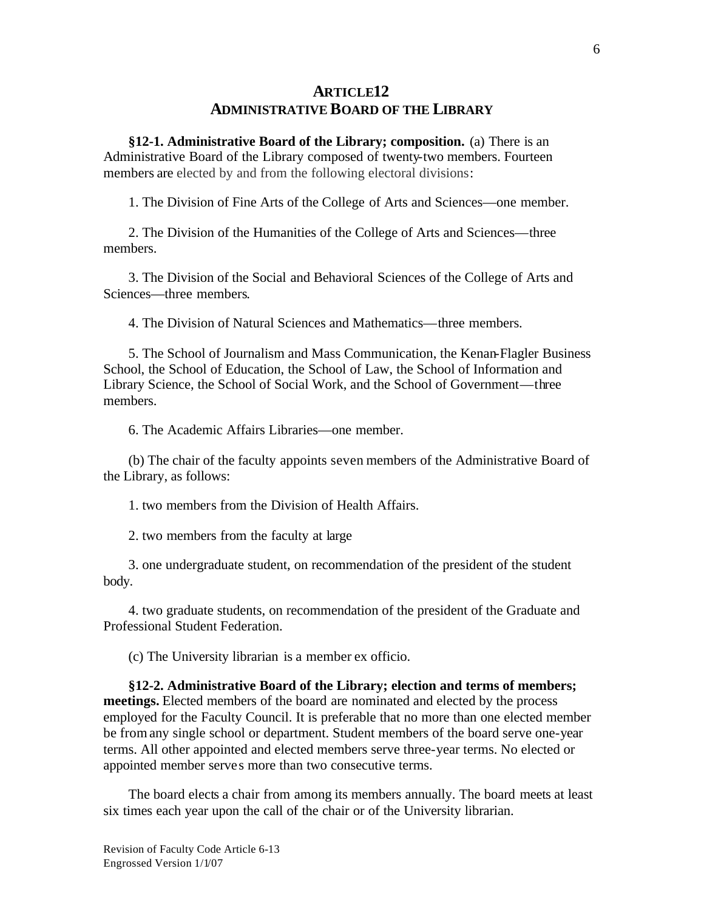## ARTICLE12
## ADMINISTRATIVE BOARD OF THE LIBRARY

**§12-1. Administrative Board of the Library; composition.** (a) There is an Administrative Board of the Library composed of twenty-two members. Fourteen members are elected by and from the following electoral divisions:

1. The Division of Fine Arts of the College of Arts and Sciences—one member.

2. The Division of the Humanities of the College of Arts and Sciences—three members.

3. The Division of the Social and Behavioral Sciences of the College of Arts and Sciences—three members.

4. The Division of Natural Sciences and Mathematics—three members.

5. The School of Journalism and Mass Communication, the Kenan-Flagler Business School, the School of Education, the School of Law, the School of Information and Library Science, the School of Social Work, and the School of Government—three members.

6. The Academic Affairs Libraries—one member.

(b) The chair of the faculty appoints seven members of the Administrative Board of the Library, as follows:

1. two members from the Division of Health Affairs.

2. two members from the faculty at large

3. one undergraduate student, on recommendation of the president of the student body.

4. two graduate students, on recommendation of the president of the Graduate and Professional Student Federation.

(c) The University librarian is a member ex officio.

**§12-2. Administrative Board of the Library; election and terms of members; meetings.** Elected members of the board are nominated and elected by the process employed for the Faculty Council. It is preferable that no more than one elected member be from any single school or department. Student members of the board serve one-year terms. All other appointed and elected members serve three-year terms. No elected or appointed member serves more than two consecutive terms.

The board elects a chair from among its members annually. The board meets at least six times each year upon the call of the chair or of the University librarian.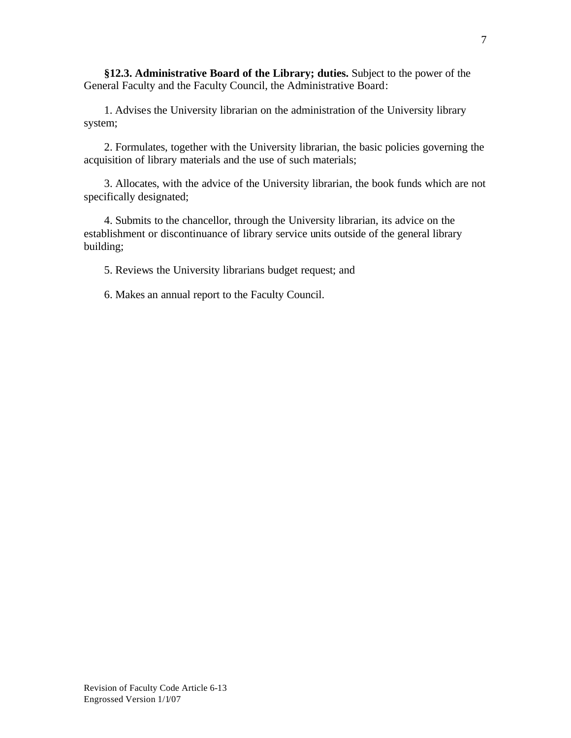**§12.3. Administrative Board of the Library; duties.** Subject to the power of the General Faculty and the Faculty Council, the Administrative Board:

1. Advises the University librarian on the administration of the University library system;

2. Formulates, together with the University librarian, the basic policies governing the acquisition of library materials and the use of such materials;

3. Allocates, with the advice of the University librarian, the book funds which are not specifically designated;

4. Submits to the chancellor, through the University librarian, its advice on the establishment or discontinuance of library service units outside of the general library building;

5. Reviews the University librarians budget request; and

6. Makes an annual report to the Faculty Council.